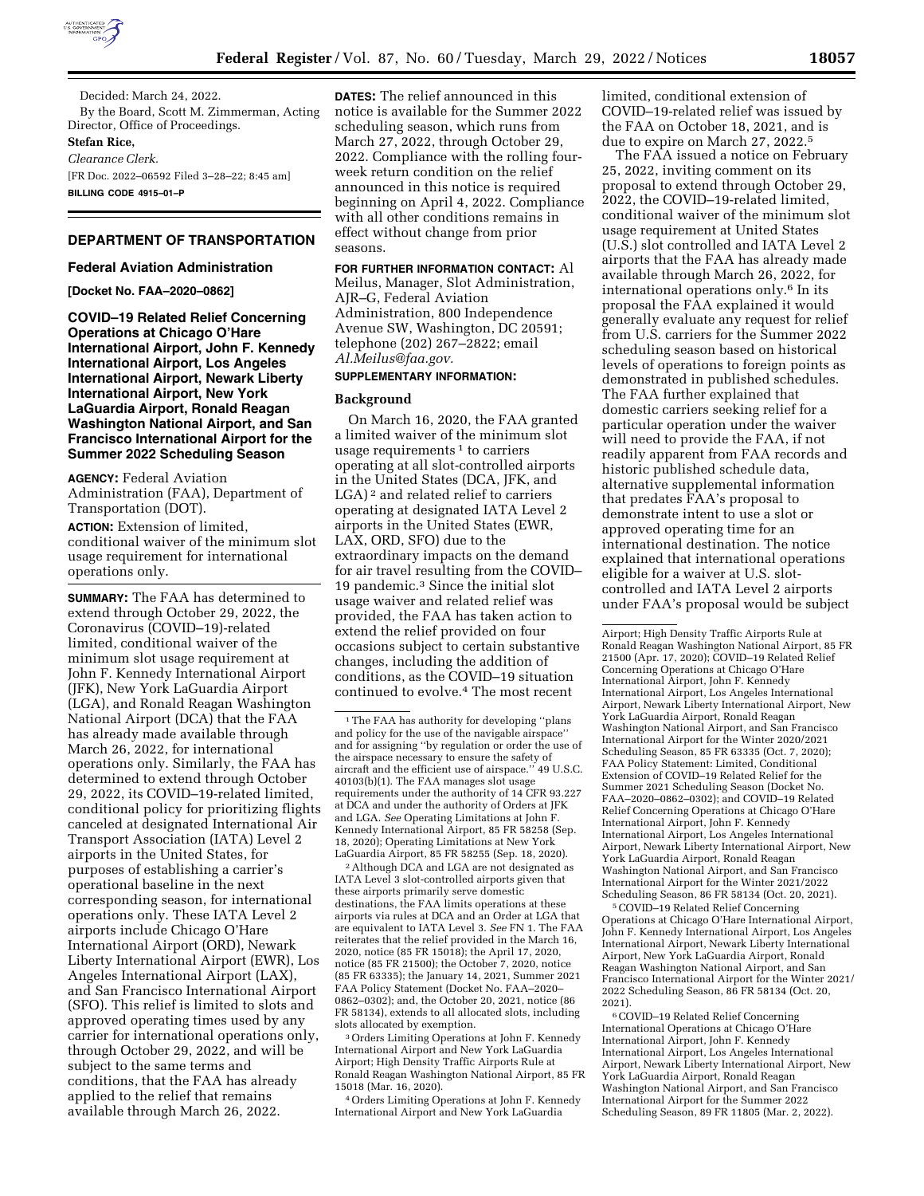Decided: March 24, 2022.

By the Board, Scott M. Zimmerman, Acting Director, Office of Proceedings.

**Stefan Rice,**

*Clearance Clerk.*

[FR Doc. 2022–06592 Filed 3–28–22; 8:45 am]

**BILLING CODE 4915–01–P**

## DEPARTMENT OF TRANSPORTATION

### Federal Aviation Administration

**[Docket No. FAA–2020–0862]**

### COVID–19 Related Relief Concerning Operations at Chicago O'Hare International Airport, John F. Kennedy International Airport, Los Angeles International Airport, Newark Liberty International Airport, New York LaGuardia Airport, Ronald Reagan Washington National Airport, and San Francisco International Airport for the Summer 2022 Scheduling Season

**AGENCY:** Federal Aviation Administration (FAA), Department of Transportation (DOT).

**ACTION:** Extension of limited, conditional waiver of the minimum slot usage requirement for international operations only.

**SUMMARY:** The FAA has determined to extend through October 29, 2022, the Coronavirus (COVID–19)-related limited, conditional waiver of the minimum slot usage requirement at John F. Kennedy International Airport (JFK), New York LaGuardia Airport (LGA), and Ronald Reagan Washington National Airport (DCA) that the FAA has already made available through March 26, 2022, for international operations only. Similarly, the FAA has determined to extend through October 29, 2022, its COVID–19-related limited, conditional policy for prioritizing flights canceled at designated International Air Transport Association (IATA) Level 2 airports in the United States, for purposes of establishing a carrier's operational baseline in the next corresponding season, for international operations only. These IATA Level 2 airports include Chicago O'Hare International Airport (ORD), Newark Liberty International Airport (EWR), Los Angeles International Airport (LAX), and San Francisco International Airport (SFO). This relief is limited to slots and approved operating times used by any carrier for international operations only, through October 29, 2022, and will be subject to the same terms and conditions, that the FAA has already applied to the relief that remains available through March 26, 2022.

**DATES:** The relief announced in this notice is available for the Summer 2022 scheduling season, which runs from March 27, 2022, through October 29, 2022. Compliance with the rolling four-week return condition on the relief announced in this notice is required beginning on April 4, 2022. Compliance with all other conditions remains in effect without change from prior seasons.

**FOR FURTHER INFORMATION CONTACT:** Al Meilus, Manager, Slot Administration, AJR–G, Federal Aviation Administration, 800 Independence Avenue SW, Washington, DC 20591; telephone (202) 267–2822; email *Al.Meilus@faa.gov.*

**SUPPLEMENTARY INFORMATION:**

#### Background

On March 16, 2020, the FAA granted a limited waiver of the minimum slot usage requirements [1] to carriers operating at all slot-controlled airports in the United States (DCA, JFK, and LGA) [2] and related relief to carriers operating at designated IATA Level 2 airports in the United States (EWR, LAX, ORD, SFO) due to the extraordinary impacts on the demand for air travel resulting from the COVID–19 pandemic.[3] Since the initial slot usage waiver and related relief was provided, the FAA has taken action to extend the relief provided on four occasions subject to certain substantive changes, including the addition of conditions, as the COVID–19 situation continued to evolve.[4] The most recent limited, conditional extension of COVID–19-related relief was issued by the FAA on October 18, 2021, and is due to expire on March 27, 2022.[5]

The FAA issued a notice on February 25, 2022, inviting comment on its proposal to extend through October 29, 2022, the COVID–19-related limited, conditional waiver of the minimum slot usage requirement at United States (U.S.) slot controlled and IATA Level 2 airports that the FAA has already made available through March 26, 2022, for international operations only.[6] In its proposal the FAA explained it would generally evaluate any request for relief from U.S. carriers for the Summer 2022 scheduling season based on historical levels of operations to foreign points as demonstrated in published schedules. The FAA further explained that domestic carriers seeking relief for a particular operation under the waiver will need to provide the FAA, if not readily apparent from FAA records and historic published schedule data, alternative supplemental information that predates FAA's proposal to demonstrate intent to use a slot or approved operating time for an international destination. The notice explained that international operations eligible for a waiver at U.S. slot-controlled and IATA Level 2 airports under FAA's proposal would be subject

---

[1] The FAA has authority for developing ''plans and policy for the use of the navigable airspace'' and for assigning ''by regulation or order the use of the airspace necessary to ensure the safety of aircraft and the efficient use of airspace.'' 49 U.S.C. 40103(b)(1). The FAA manages slot usage requirements under the authority of 14 CFR 93.227 at DCA and under the authority of Orders at JFK and LGA. *See* Operating Limitations at John F. Kennedy International Airport, 85 FR 58258 (Sep. 18, 2020); Operating Limitations at New York LaGuardia Airport, 85 FR 58255 (Sep. 18, 2020).

[2] Although DCA and LGA are not designated as IATA Level 3 slot-controlled airports given that these airports primarily serve domestic destinations, the FAA limits operations at these airports via rules at DCA and an Order at LGA that are equivalent to IATA Level 3. *See* FN 1. The FAA reiterates that the relief provided in the March 16, 2020, notice (85 FR 15018); the April 17, 2020, notice (85 FR 21500); the October 7, 2020, notice (85 FR 63335); the January 14, 2021, Summer 2021 FAA Policy Statement (Docket No. FAA–2020–0862–0302); and, the October 20, 2021, notice (86 FR 58134), extends to all allocated slots, including slots allocated by exemption.

[3] Orders Limiting Operations at John F. Kennedy International Airport and New York LaGuardia Airport; High Density Traffic Airports Rule at Ronald Reagan Washington National Airport, 85 FR 15018 (Mar. 16, 2020).

[4] Orders Limiting Operations at John F. Kennedy International Airport and New York LaGuardia Airport; High Density Traffic Airports Rule at Ronald Reagan Washington National Airport, 85 FR 21500 (Apr. 17, 2020); COVID–19 Related Relief Concerning Operations at Chicago O'Hare International Airport, John F. Kennedy International Airport, Los Angeles International Airport, Newark Liberty International Airport, New York LaGuardia Airport, Ronald Reagan Washington National Airport, and San Francisco International Airport for the Winter 2020/2021 Scheduling Season, 85 FR 63335 (Oct. 7, 2020); FAA Policy Statement: Limited, Conditional Extension of COVID–19 Related Relief for the Summer 2021 Scheduling Season (Docket No. FAA–2020–0862–0302); and COVID–19 Related Relief Concerning Operations at Chicago O'Hare International Airport, John F. Kennedy International Airport, Los Angeles International Airport, Newark Liberty International Airport, New York LaGuardia Airport, Ronald Reagan Washington National Airport, and San Francisco International Airport for the Winter 2021/2022 Scheduling Season, 86 FR 58134 (Oct. 20, 2021).

[5] COVID–19 Related Relief Concerning Operations at Chicago O'Hare International Airport, John F. Kennedy International Airport, Los Angeles International Airport, Newark Liberty International Airport, New York LaGuardia Airport, Ronald Reagan Washington National Airport, and San Francisco International Airport for the Winter 2021/2022 Scheduling Season, 86 FR 58134 (Oct. 20, 2021).

[6] COVID–19 Related Relief Concerning International Operations at Chicago O'Hare International Airport, John F. Kennedy International Airport, Los Angeles International Airport, Newark Liberty International Airport, New York LaGuardia Airport, Ronald Reagan Washington National Airport, and San Francisco International Airport for the Summer 2022 Scheduling Season, 89 FR 11805 (Mar. 2, 2022).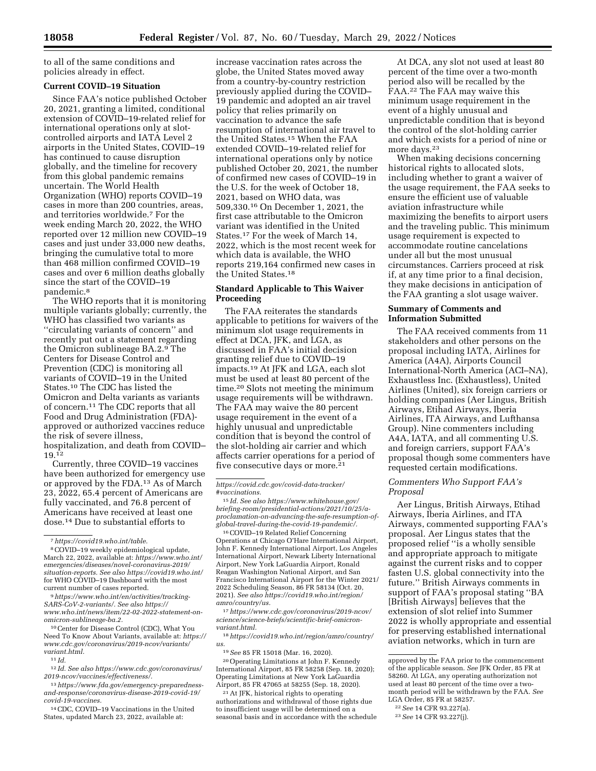to all of the same conditions and policies already in effect.

**Current COVID–19 Situation**

Since FAA's notice published October 20, 2021, granting a limited, conditional extension of COVID–19-related relief for international operations only at slot-controlled airports and IATA Level 2 airports in the United States, COVID–19 has continued to cause disruption globally, and the timeline for recovery from this global pandemic remains uncertain. The World Health Organization (WHO) reports COVID–19 cases in more than 200 countries, areas, and territories worldwide.[7] For the week ending March 20, 2022, the WHO reported over 12 million new COVID–19 cases and just under 33,000 new deaths, bringing the cumulative total to more than 468 million confirmed COVID–19 cases and over 6 million deaths globally since the start of the COVID–19 pandemic.[8]

The WHO reports that it is monitoring multiple variants globally; currently, the WHO has classified two variants as ''circulating variants of concern'' and recently put out a statement regarding the Omicron sublineage BA.2.[9] The Centers for Disease Control and Prevention (CDC) is monitoring all variants of COVID–19 in the United States.[10] The CDC has listed the Omicron and Delta variants as variants of concern.[11] The CDC reports that all Food and Drug Administration (FDA)-approved or authorized vaccines reduce the risk of severe illness, hospitalization, and death from COVID–19.[12]

Currently, three COVID–19 vaccines have been authorized for emergency use or approved by the FDA.[13] As of March 23, 2022, 65.4 percent of Americans are fully vaccinated, and 76.8 percent of Americans have received at least one dose.[14] Due to substantial efforts to increase vaccination rates across the globe, the United States moved away from a country-by-country restriction previously applied during the COVID–19 pandemic and adopted an air travel policy that relies primarily on vaccination to advance the safe resumption of international air travel to the United States.[15] When the FAA extended COVID–19-related relief for international operations only by notice published October 20, 2021, the number of confirmed new cases of COVID–19 in the U.S. for the week of October 18, 2021, based on WHO data, was 509,330.[16] On December 1, 2021, the first case attributable to the Omicron variant was identified in the United States.[17] For the week of March 14, 2022, which is the most recent week for which data is available, the WHO reports 219,164 confirmed new cases in the United States.[18]

**Standard Applicable to This Waiver Proceeding**

The FAA reiterates the standards applicable to petitions for waivers of the minimum slot usage requirements in effect at DCA, JFK, and LGA, as discussed in FAA's initial decision granting relief due to COVID–19 impacts.[19] At JFK and LGA, each slot must be used at least 80 percent of the time.[20] Slots not meeting the minimum usage requirements will be withdrawn. The FAA may waive the 80 percent usage requirement in the event of a highly unusual and unpredictable condition that is beyond the control of the slot-holding air carrier and which affects carrier operations for a period of five consecutive days or more.[21]

At DCA, any slot not used at least 80 percent of the time over a two-month period also will be recalled by the FAA.[22] The FAA may waive this minimum usage requirement in the event of a highly unusual and unpredictable condition that is beyond the control of the slot-holding carrier and which exists for a period of nine or more days.[23]

When making decisions concerning historical rights to allocated slots, including whether to grant a waiver of the usage requirement, the FAA seeks to ensure the efficient use of valuable aviation infrastructure while maximizing the benefits to airport users and the traveling public. This minimum usage requirement is expected to accommodate routine cancelations under all but the most unusual circumstances. Carriers proceed at risk if, at any time prior to a final decision, they make decisions in anticipation of the FAA granting a slot usage waiver.

**Summary of Comments and Information Submitted**

The FAA received comments from 11 stakeholders and other persons on the proposal including IATA, Airlines for America (A4A), Airports Council International-North America (ACI–NA), Exhaustless Inc. (Exhaustless), United Airlines (United), six foreign carriers or holding companies (Aer Lingus, British Airways, Etihad Airways, Iberia Airlines, ITA Airways, and Lufthansa Group). Nine commenters including A4A, IATA, and all commenting U.S. and foreign carriers, support FAA's proposal though some commenters have requested certain modifications.

*Commenters Who Support FAA's Proposal*

Aer Lingus, British Airways, Etihad Airways, Iberia Airlines, and ITA Airways, commented supporting FAA's proposal. Aer Lingus states that the proposed relief ''is a wholly sensible and appropriate approach to mitigate against the current risks and to copper fasten U.S. global connectivity into the future.'' British Airways comments in support of FAA's proposal stating ''BA [British Airways] believes that the extension of slot relief into Summer 2022 is wholly appropriate and essential for preserving established international aviation networks, which in turn are

---

[7] *https://covid19.who.int/table.*

[8] COVID–19 weekly epidemiological update, March 22, 2022, available at: *https://www.who.int/emergencies/diseases/novel-coronavirus-2019/situation-reports. See also https://covid19.who.int/* for WHO COVID–19 Dashboard with the most current number of cases reported.

[9] *https://www.who.int/en/activities/tracking-SARS-CoV-2-variants/. See also https://www.who.int/news/item/22-02-2022-statement-on-omicron-sublineage-ba.2.*

[10] Center for Disease Control (CDC), What You Need To Know About Variants, available at: *https://www.cdc.gov/coronavirus/2019-ncov/variants/variant.html.*

[11] *Id.*

[12] *Id. See also https://www.cdc.gov/coronavirus/2019-ncov/vaccines/effectiveness/.*

[13] *https://www.fda.gov/emergency-preparedness-and-response/coronavirus-disease-2019-covid-19/covid-19-vaccines.*

[14] CDC, COVID–19 Vaccinations in the United States, updated March 23, 2022, available at: *https://covid.cdc.gov/covid-data-tracker/#vaccinations.*

[15] *Id. See also https://www.whitehouse.gov/briefing-room/presidential-actions/2021/10/25/a-proclamation-on-advancing-the-safe-resumption-of-global-travel-during-the-covid-19-pandemic/.*

[16] COVID–19 Related Relief Concerning Operations at Chicago O'Hare International Airport, John F. Kennedy International Airport, Los Angeles International Airport, Newark Liberty International Airport, New York LaGuardia Airport, Ronald Reagan Washington National Airport, and San Francisco International Airport for the Winter 2021/2022 Scheduling Season, 86 FR 58134 (Oct. 20, 2021). *See also https://covid19.who.int/region/amro/country/us.*

[17] *https://www.cdc.gov/coronavirus/2019-ncov/science/science-briefs/scientific-brief-omicron-variant.html.*

[18] *https://covid19.who.int/region/amro/country/us.*

[19] *See* 85 FR 15018 (Mar. 16, 2020).

[20] Operating Limitations at John F. Kennedy International Airport, 85 FR 58258 (Sep. 18, 2020); Operating Limitations at New York LaGuardia Airport, 85 FR 47065 at 58255 (Sep. 18, 2020).

[21] At JFK, historical rights to operating authorizations and withdrawal of those rights due to insufficient usage will be determined on a seasonal basis and in accordance with the schedule approved by the FAA prior to the commencement of the applicable season. *See* JFK Order, 85 FR at 58260. At LGA, any operating authorization not used at least 80 percent of the time over a two-month period will be withdrawn by the FAA. *See* LGA Order, 85 FR at 58257.

[22] *See* 14 CFR 93.227(a).

[23] *See* 14 CFR 93.227(j).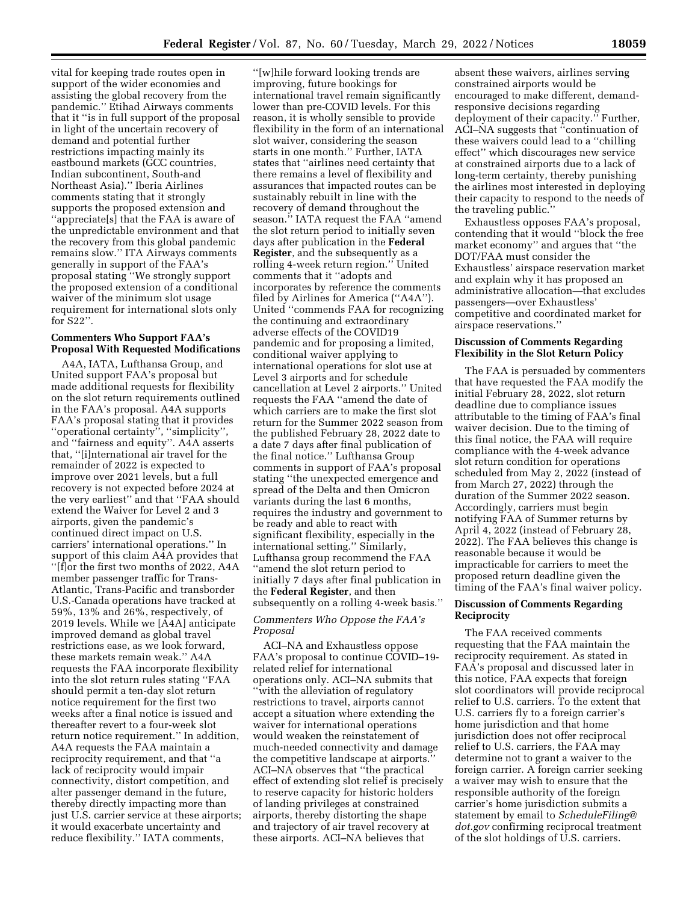vital for keeping trade routes open in support of the wider economies and assisting the global recovery from the pandemic.'' Etihad Airways comments that it ''is in full support of the proposal in light of the uncertain recovery of demand and potential further restrictions impacting mainly its eastbound markets (GCC countries, Indian subcontinent, South-and Northeast Asia).'' Iberia Airlines comments stating that it strongly supports the proposed extension and ''appreciate[s] that the FAA is aware of the unpredictable environment and that the recovery from this global pandemic remains slow.'' ITA Airways comments generally in support of the FAA's proposal stating ''We strongly support the proposed extension of a conditional waiver of the minimum slot usage requirement for international slots only for S22''.

### Commenters Who Support FAA's Proposal With Requested Modifications

A4A, IATA, Lufthansa Group, and United support FAA's proposal but made additional requests for flexibility on the slot return requirements outlined in the FAA's proposal. A4A supports FAA's proposal stating that it provides ''operational certainty'', ''simplicity'', and ''fairness and equity''. A4A asserts that, ''[i]nternational air travel for the remainder of 2022 is expected to improve over 2021 levels, but a full recovery is not expected before 2024 at the very earliest'' and that ''FAA should extend the Waiver for Level 2 and 3 airports, given the pandemic's continued direct impact on U.S. carriers' international operations.'' In support of this claim A4A provides that ''[f]or the first two months of 2022, A4A member passenger traffic for Trans-Atlantic, Trans-Pacific and transborder U.S.-Canada operations have tracked at 59%, 13% and 26%, respectively, of 2019 levels. While we [A4A] anticipate improved demand as global travel restrictions ease, as we look forward, these markets remain weak.'' A4A requests the FAA incorporate flexibility into the slot return rules stating ''FAA should permit a ten-day slot return notice requirement for the first two weeks after a final notice is issued and thereafter revert to a four-week slot return notice requirement.'' In addition, A4A requests the FAA maintain a reciprocity requirement, and that ''a lack of reciprocity would impair connectivity, distort competition, and alter passenger demand in the future, thereby directly impacting more than just U.S. carrier service at these airports; it would exacerbate uncertainty and reduce flexibility.'' IATA comments, ''[w]hile forward looking trends are improving, future bookings for international travel remain significantly lower than pre-COVID levels. For this reason, it is wholly sensible to provide flexibility in the form of an international slot waiver, considering the season starts in one month.'' Further, IATA states that ''airlines need certainty that there remains a level of flexibility and assurances that impacted routes can be sustainably rebuilt in line with the recovery of demand throughout the season.'' IATA request the FAA ''amend the slot return period to initially seven days after publication in the **Federal Register**, and the subsequently as a rolling 4-week return region.'' United comments that it ''adopts and incorporates by reference the comments filed by Airlines for America (''A4A''). United ''commends FAA for recognizing the continuing and extraordinary adverse effects of the COVID19 pandemic and for proposing a limited, conditional waiver applying to international operations for slot use at Level 3 airports and for schedule cancellation at Level 2 airports.'' United requests the FAA ''amend the date of which carriers are to make the first slot return for the Summer 2022 season from the published February 28, 2022 date to a date 7 days after final publication of the final notice.'' Lufthansa Group comments in support of FAA's proposal stating ''the unexpected emergence and spread of the Delta and then Omicron variants during the last 6 months, requires the industry and government to be ready and able to react with significant flexibility, especially in the international setting.'' Similarly, Lufthansa group recommend the FAA ''amend the slot return period to initially 7 days after final publication in the **Federal Register**, and then subsequently on a rolling 4-week basis.''

### *Commenters Who Oppose the FAA's Proposal*

ACI–NA and Exhaustless oppose FAA's proposal to continue COVID–19-related relief for international operations only. ACI–NA submits that ''with the alleviation of regulatory restrictions to travel, airports cannot accept a situation where extending the waiver for international operations would weaken the reinstatement of much-needed connectivity and damage the competitive landscape at airports.'' ACI–NA observes that ''the practical effect of extending slot relief is precisely to reserve capacity for historic holders of landing privileges at constrained airports, thereby distorting the shape and trajectory of air travel recovery at these airports. ACI–NA believes that absent these waivers, airlines serving constrained airports would be encouraged to make different, demand-responsive decisions regarding deployment of their capacity.'' Further, ACI–NA suggests that ''continuation of these waivers could lead to a ''chilling effect'' which discourages new service at constrained airports due to a lack of long-term certainty, thereby punishing the airlines most interested in deploying their capacity to respond to the needs of the traveling public.''

Exhaustless opposes FAA's proposal, contending that it would ''block the free market economy'' and argues that ''the DOT/FAA must consider the Exhaustless' airspace reservation market and explain why it has proposed an administrative allocation—that excludes passengers—over Exhaustless' competitive and coordinated market for airspace reservations.''

### Discussion of Comments Regarding Flexibility in the Slot Return Policy

The FAA is persuaded by commenters that have requested the FAA modify the initial February 28, 2022, slot return deadline due to compliance issues attributable to the timing of FAA's final waiver decision. Due to the timing of this final notice, the FAA will require compliance with the 4-week advance slot return condition for operations scheduled from May 2, 2022 (instead of from March 27, 2022) through the duration of the Summer 2022 season. Accordingly, carriers must begin notifying FAA of Summer returns by April 4, 2022 (instead of February 28, 2022). The FAA believes this change is reasonable because it would be impracticable for carriers to meet the proposed return deadline given the timing of the FAA's final waiver policy.

### Discussion of Comments Regarding Reciprocity

The FAA received comments requesting that the FAA maintain the reciprocity requirement. As stated in FAA's proposal and discussed later in this notice, FAA expects that foreign slot coordinators will provide reciprocal relief to U.S. carriers. To the extent that U.S. carriers fly to a foreign carrier's home jurisdiction and that home jurisdiction does not offer reciprocal relief to U.S. carriers, the FAA may determine not to grant a waiver to the foreign carrier. A foreign carrier seeking a waiver may wish to ensure that the responsible authority of the foreign carrier's home jurisdiction submits a statement by email to *ScheduleFiling@dot.gov* confirming reciprocal treatment of the slot holdings of U.S. carriers.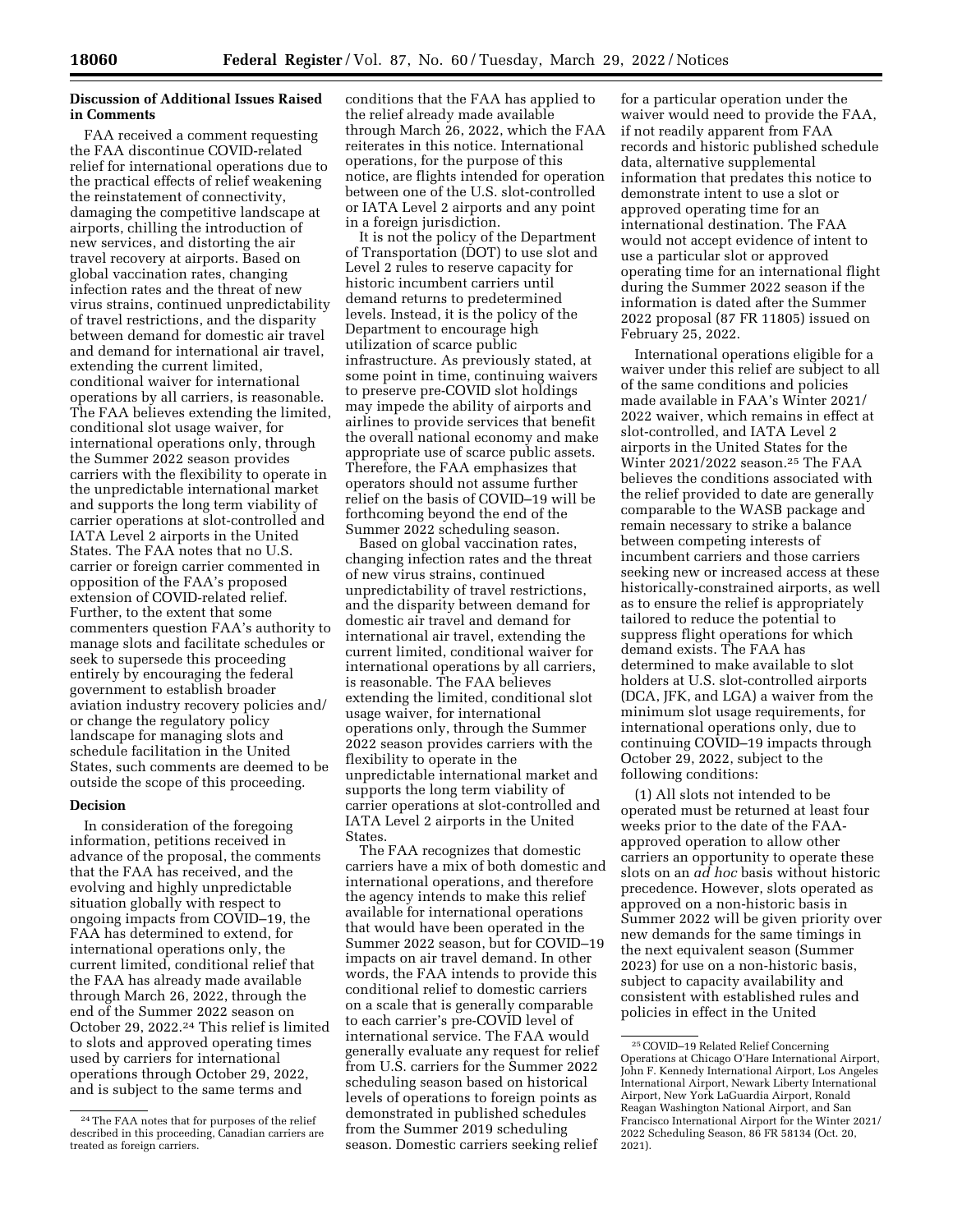### Discussion of Additional Issues Raised in Comments

FAA received a comment requesting the FAA discontinue COVID-related relief for international operations due to the practical effects of relief weakening the reinstatement of connectivity, damaging the competitive landscape at airports, chilling the introduction of new services, and distorting the air travel recovery at airports. Based on global vaccination rates, changing infection rates and the threat of new virus strains, continued unpredictability of travel restrictions, and the disparity between demand for domestic air travel and demand for international air travel, extending the current limited, conditional waiver for international operations by all carriers, is reasonable. The FAA believes extending the limited, conditional slot usage waiver, for international operations only, through the Summer 2022 season provides carriers with the flexibility to operate in the unpredictable international market and supports the long term viability of carrier operations at slot-controlled and IATA Level 2 airports in the United States. The FAA notes that no U.S. carrier or foreign carrier commented in opposition of the FAA's proposed extension of COVID-related relief. Further, to the extent that some commenters question FAA's authority to manage slots and facilitate schedules or seek to supersede this proceeding entirely by encouraging the federal government to establish broader aviation industry recovery policies and/or change the regulatory policy landscape for managing slots and schedule facilitation in the United States, such comments are deemed to be outside the scope of this proceeding.

### Decision

In consideration of the foregoing information, petitions received in advance of the proposal, the comments that the FAA has received, and the evolving and highly unpredictable situation globally with respect to ongoing impacts from COVID–19, the FAA has determined to extend, for international operations only, the current limited, conditional relief that the FAA has already made available through March 26, 2022, through the end of the Summer 2022 season on October 29, 2022.[24] This relief is limited to slots and approved operating times used by carriers for international operations through October 29, 2022, and is subject to the same terms and conditions that the FAA has applied to the relief already made available through March 26, 2022, which the FAA reiterates in this notice. International operations, for the purpose of this notice, are flights intended for operation between one of the U.S. slot-controlled or IATA Level 2 airports and any point in a foreign jurisdiction.

It is not the policy of the Department of Transportation (DOT) to use slot and Level 2 rules to reserve capacity for historic incumbent carriers until demand returns to predetermined levels. Instead, it is the policy of the Department to encourage high utilization of scarce public infrastructure. As previously stated, at some point in time, continuing waivers to preserve pre-COVID slot holdings may impede the ability of airports and airlines to provide services that benefit the overall national economy and make appropriate use of scarce public assets. Therefore, the FAA emphasizes that operators should not assume further relief on the basis of COVID–19 will be forthcoming beyond the end of the Summer 2022 scheduling season.

Based on global vaccination rates, changing infection rates and the threat of new virus strains, continued unpredictability of travel restrictions, and the disparity between demand for domestic air travel and demand for international air travel, extending the current limited, conditional waiver for international operations by all carriers, is reasonable. The FAA believes extending the limited, conditional slot usage waiver, for international operations only, through the Summer 2022 season provides carriers with the flexibility to operate in the unpredictable international market and supports the long term viability of carrier operations at slot-controlled and IATA Level 2 airports in the United States.

The FAA recognizes that domestic carriers have a mix of both domestic and international operations, and therefore the agency intends to make this relief available for international operations that would have been operated in the Summer 2022 season, but for COVID–19 impacts on air travel demand. In other words, the FAA intends to provide this conditional relief to domestic carriers on a scale that is generally comparable to each carrier's pre-COVID level of international service. The FAA would generally evaluate any request for relief from U.S. carriers for the Summer 2022 scheduling season based on historical levels of operations to foreign points as demonstrated in published schedules from the Summer 2019 scheduling season. Domestic carriers seeking relief for a particular operation under the waiver would need to provide the FAA, if not readily apparent from FAA records and historic published schedule data, alternative supplemental information that predates this notice to demonstrate intent to use a slot or approved operating time for an international destination. The FAA would not accept evidence of intent to use a particular slot or approved operating time for an international flight during the Summer 2022 season if the information is dated after the Summer 2022 proposal (87 FR 11805) issued on February 25, 2022.

International operations eligible for a waiver under this relief are subject to all of the same conditions and policies made available in FAA's Winter 2021/2022 waiver, which remains in effect at slot-controlled, and IATA Level 2 airports in the United States for the Winter 2021/2022 season.[25] The FAA believes the conditions associated with the relief provided to date are generally comparable to the WASB package and remain necessary to strike a balance between competing interests of incumbent carriers and those carriers seeking new or increased access at these historically-constrained airports, as well as to ensure the relief is appropriately tailored to reduce the potential to suppress flight operations for which demand exists. The FAA has determined to make available to slot holders at U.S. slot-controlled airports (DCA, JFK, and LGA) a waiver from the minimum slot usage requirements, for international operations only, due to continuing COVID–19 impacts through October 29, 2022, subject to the following conditions:

(1) All slots not intended to be operated must be returned at least four weeks prior to the date of the FAA-approved operation to allow other carriers an opportunity to operate these slots on an *ad hoc* basis without historic precedence. However, slots operated as approved on a non-historic basis in Summer 2022 will be given priority over new demands for the same timings in the next equivalent season (Summer 2023) for use on a non-historic basis, subject to capacity availability and consistent with established rules and policies in effect in the United

[24] The FAA notes that for purposes of the relief described in this proceeding, Canadian carriers are treated as foreign carriers.

[25] COVID–19 Related Relief Concerning Operations at Chicago O'Hare International Airport, John F. Kennedy International Airport, Los Angeles International Airport, Newark Liberty International Airport, New York LaGuardia Airport, Ronald Reagan Washington National Airport, and San Francisco International Airport for the Winter 2021/2022 Scheduling Season, 86 FR 58134 (Oct. 20, 2021).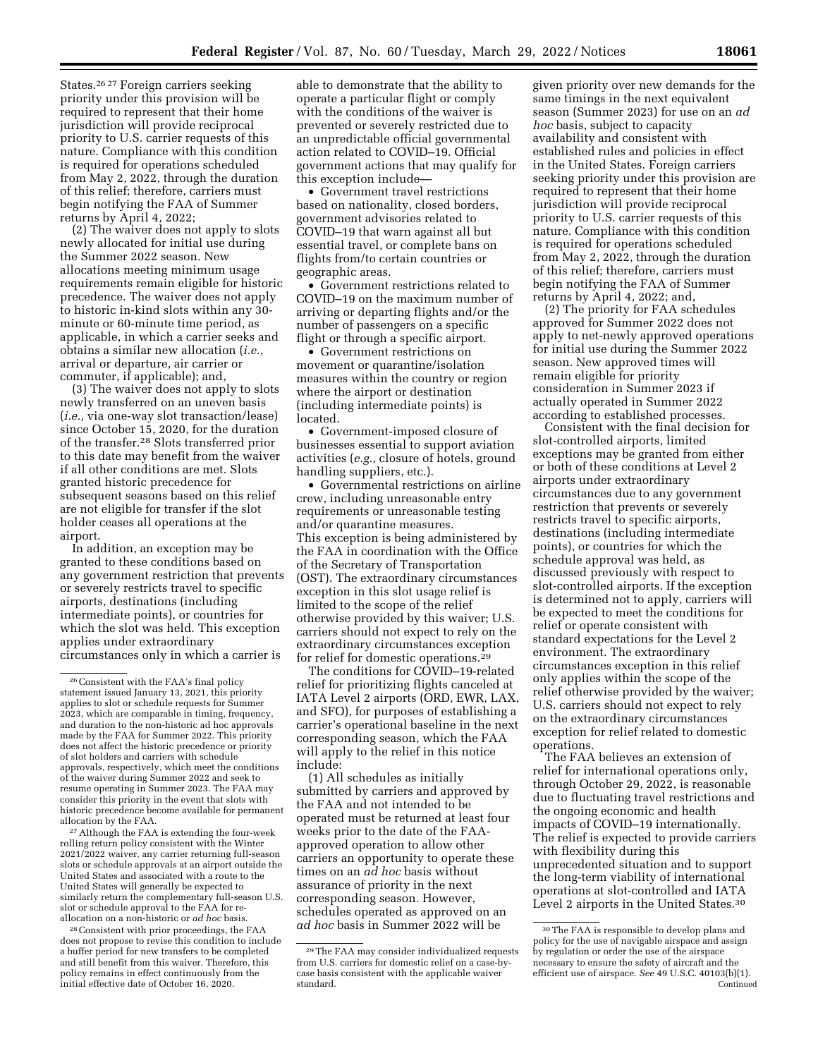States.[26] [27] Foreign carriers seeking priority under this provision will be required to represent that their home jurisdiction will provide reciprocal priority to U.S. carrier requests of this nature. Compliance with this condition is required for operations scheduled from May 2, 2022, through the duration of this relief; therefore, carriers must begin notifying the FAA of Summer returns by April 4, 2022;

(2) The waiver does not apply to slots newly allocated for initial use during the Summer 2022 season. New allocations meeting minimum usage requirements remain eligible for historic precedence. The waiver does not apply to historic in-kind slots within any 30-minute or 60-minute time period, as applicable, in which a carrier seeks and obtains a similar new allocation (*i.e.,* arrival or departure, air carrier or commuter, if applicable); and,

(3) The waiver does not apply to slots newly transferred on an uneven basis (*i.e.,* via one-way slot transaction/lease) since October 15, 2020, for the duration of the transfer.[28] Slots transferred prior to this date may benefit from the waiver if all other conditions are met. Slots granted historic precedence for subsequent seasons based on this relief are not eligible for transfer if the slot holder ceases all operations at the airport.

In addition, an exception may be granted to these conditions based on any government restriction that prevents or severely restricts travel to specific airports, destinations (including intermediate points), or countries for which the slot was held. This exception applies under extraordinary circumstances only in which a carrier is able to demonstrate that the ability to operate a particular flight or comply with the conditions of the waiver is prevented or severely restricted due to an unpredictable official governmental action related to COVID–19. Official government actions that may qualify for this exception include—

- Government travel restrictions based on nationality, closed borders, government advisories related to COVID–19 that warn against all but essential travel, or complete bans on flights from/to certain countries or geographic areas.
- Government restrictions related to COVID–19 on the maximum number of arriving or departing flights and/or the number of passengers on a specific flight or through a specific airport.
- Government restrictions on movement or quarantine/isolation measures within the country or region where the airport or destination (including intermediate points) is located.
- Government-imposed closure of businesses essential to support aviation activities (*e.g.,* closure of hotels, ground handling suppliers, etc.).
- Governmental restrictions on airline crew, including unreasonable entry requirements or unreasonable testing and/or quarantine measures.

This exception is being administered by the FAA in coordination with the Office of the Secretary of Transportation (OST). The extraordinary circumstances exception in this slot usage relief is limited to the scope of the relief otherwise provided by this waiver; U.S. carriers should not expect to rely on the extraordinary circumstances exception for relief for domestic operations.[29]

The conditions for COVID–19-related relief for prioritizing flights canceled at IATA Level 2 airports (ORD, EWR, LAX, and SFO), for purposes of establishing a carrier's operational baseline in the next corresponding season, which the FAA will apply to the relief in this notice include:

(1) All schedules as initially submitted by carriers and approved by the FAA and not intended to be operated must be returned at least four weeks prior to the date of the FAA-approved operation to allow other carriers an opportunity to operate these times on an *ad hoc* basis without assurance of priority in the next corresponding season. However, schedules operated as approved on an *ad hoc* basis in Summer 2022 will be given priority over new demands for the same timings in the next equivalent season (Summer 2023) for use on an *ad hoc* basis, subject to capacity availability and consistent with established rules and policies in effect in the United States. Foreign carriers seeking priority under this provision are required to represent that their home jurisdiction will provide reciprocal priority to U.S. carrier requests of this nature. Compliance with this condition is required for operations scheduled from May 2, 2022, through the duration of this relief; therefore, carriers must begin notifying the FAA of Summer returns by April 4, 2022; and,

(2) The priority for FAA schedules approved for Summer 2022 does not apply to net-newly approved operations for initial use during the Summer 2022 season. New approved times will remain eligible for priority consideration in Summer 2023 if actually operated in Summer 2022 according to established processes.

Consistent with the final decision for slot-controlled airports, limited exceptions may be granted from either or both of these conditions at Level 2 airports under extraordinary circumstances due to any government restriction that prevents or severely restricts travel to specific airports, destinations (including intermediate points), or countries for which the schedule approval was held, as discussed previously with respect to slot-controlled airports. If the exception is determined not to apply, carriers will be expected to meet the conditions for relief or operate consistent with standard expectations for the Level 2 environment. The extraordinary circumstances exception in this relief only applies within the scope of the relief otherwise provided by the waiver; U.S. carriers should not expect to rely on the extraordinary circumstances exception for relief related to domestic operations.

The FAA believes an extension of relief for international operations only, through October 29, 2022, is reasonable due to fluctuating travel restrictions and the ongoing economic and health impacts of COVID–19 internationally. The relief is expected to provide carriers with flexibility during this unprecedented situation and to support the long-term viability of international operations at slot-controlled and IATA Level 2 airports in the United States.[30]

---

[26] Consistent with the FAA's final policy statement issued January 13, 2021, this priority applies to slot or schedule requests for Summer 2023, which are comparable in timing, frequency, and duration to the non-historic ad hoc approvals made by the FAA for Summer 2022. This priority does not affect the historic precedence or priority of slot holders and carriers with schedule approvals, respectively, which meet the conditions of the waiver during Summer 2022 and seek to resume operating in Summer 2023. The FAA may consider this priority in the event that slots with historic precedence become available for permanent allocation by the FAA.

[27] Although the FAA is extending the four-week rolling return policy consistent with the Winter 2021/2022 waiver, any carrier returning full-season slots or schedule approvals at an airport outside the United States and associated with a route to the United States will generally be expected to similarly return the complementary full-season U.S. slot or schedule approval to the FAA for re-allocation on a non-historic or *ad hoc* basis.

[28] Consistent with prior proceedings, the FAA does not propose to revise this condition to include a buffer period for new transfers to be completed and still benefit from this waiver. Therefore, this policy remains in effect continuously from the initial effective date of October 16, 2020.

[29] The FAA may consider individualized requests from U.S. carriers for domestic relief on a case-by-case basis consistent with the applicable waiver standard.

[30] The FAA is responsible to develop plans and policy for the use of navigable airspace and assign by regulation or order the use of the airspace necessary to ensure the safety of aircraft and the efficient use of airspace. *See* 49 U.S.C. 40103(b)(1). Continued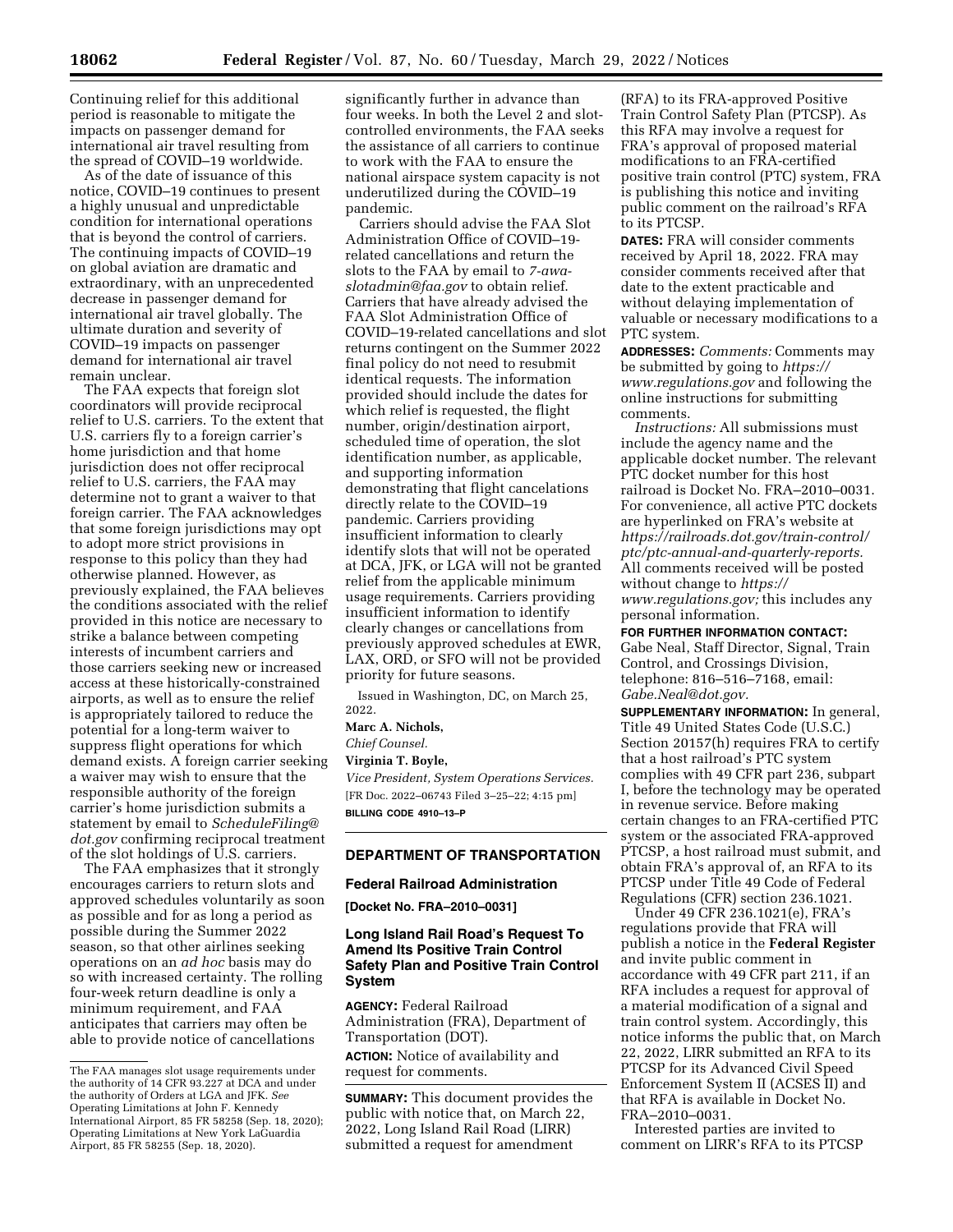Continuing relief for this additional period is reasonable to mitigate the impacts on passenger demand for international air travel resulting from the spread of COVID–19 worldwide.

As of the date of issuance of this notice, COVID–19 continues to present a highly unusual and unpredictable condition for international operations that is beyond the control of carriers. The continuing impacts of COVID–19 on global aviation are dramatic and extraordinary, with an unprecedented decrease in passenger demand for international air travel globally. The ultimate duration and severity of COVID–19 impacts on passenger demand for international air travel remain unclear.

The FAA expects that foreign slot coordinators will provide reciprocal relief to U.S. carriers. To the extent that U.S. carriers fly to a foreign carrier's home jurisdiction and that home jurisdiction does not offer reciprocal relief to U.S. carriers, the FAA may determine not to grant a waiver to that foreign carrier. The FAA acknowledges that some foreign jurisdictions may opt to adopt more strict provisions in response to this policy than they had otherwise planned. However, as previously explained, the FAA believes the conditions associated with the relief provided in this notice are necessary to strike a balance between competing interests of incumbent carriers and those carriers seeking new or increased access at these historically-constrained airports, as well as to ensure the relief is appropriately tailored to reduce the potential for a long-term waiver to suppress flight operations for which demand exists. A foreign carrier seeking a waiver may wish to ensure that the responsible authority of the foreign carrier's home jurisdiction submits a statement by email to *ScheduleFiling@dot.gov* confirming reciprocal treatment of the slot holdings of U.S. carriers.

The FAA emphasizes that it strongly encourages carriers to return slots and approved schedules voluntarily as soon as possible and for as long a period as possible during the Summer 2022 season, so that other airlines seeking operations on an *ad hoc* basis may do so with increased certainty. The rolling four-week return deadline is only a minimum requirement, and FAA anticipates that carriers may often be able to provide notice of cancellations significantly further in advance than four weeks. In both the Level 2 and slot-controlled environments, the FAA seeks the assistance of all carriers to continue to work with the FAA to ensure the national airspace system capacity is not underutilized during the COVID–19 pandemic.

Carriers should advise the FAA Slot Administration Office of COVID–19-related cancellations and return the slots to the FAA by email to *7-awa-slotadmin@faa.gov* to obtain relief. Carriers that have already advised the FAA Slot Administration Office of COVID–19-related cancellations and slot returns contingent on the Summer 2022 final policy do not need to resubmit identical requests. The information provided should include the dates for which relief is requested, the flight number, origin/destination airport, scheduled time of operation, the slot identification number, as applicable, and supporting information demonstrating that flight cancelations directly relate to the COVID–19 pandemic. Carriers providing insufficient information to clearly identify slots that will not be operated at DCA, JFK, or LGA will not be granted relief from the applicable minimum usage requirements. Carriers providing insufficient information to identify clearly changes or cancellations from previously approved schedules at EWR, LAX, ORD, or SFO will not be provided priority for future seasons.

Issued in Washington, DC, on March 25, 2022.

**Marc A. Nichols,**

*Chief Counsel.*

**Virginia T. Boyle,**

*Vice President, System Operations Services.*

[FR Doc. 2022–06743 Filed 3–25–22; 4:15 pm]

**BILLING CODE 4910–13–P**

---

The FAA manages slot usage requirements under the authority of 14 CFR 93.227 at DCA and under the authority of Orders at LGA and JFK. *See* Operating Limitations at John F. Kennedy International Airport, 85 FR 58258 (Sep. 18, 2020); Operating Limitations at New York LaGuardia Airport, 85 FR 58255 (Sep. 18, 2020).

---

## DEPARTMENT OF TRANSPORTATION

### Federal Railroad Administration

**[Docket No. FRA–2010–0031]**

### Long Island Rail Road's Request To Amend Its Positive Train Control Safety Plan and Positive Train Control System

**AGENCY:** Federal Railroad Administration (FRA), Department of Transportation (DOT).

**ACTION:** Notice of availability and request for comments.

**SUMMARY:** This document provides the public with notice that, on March 22, 2022, Long Island Rail Road (LIRR) submitted a request for amendment (RFA) to its FRA-approved Positive Train Control Safety Plan (PTCSP). As this RFA may involve a request for FRA's approval of proposed material modifications to an FRA-certified positive train control (PTC) system, FRA is publishing this notice and inviting public comment on the railroad's RFA to its PTCSP.

**DATES:** FRA will consider comments received by April 18, 2022. FRA may consider comments received after that date to the extent practicable and without delaying implementation of valuable or necessary modifications to a PTC system.

**ADDRESSES:** *Comments:* Comments may be submitted by going to *https://www.regulations.gov* and following the online instructions for submitting comments.

*Instructions:* All submissions must include the agency name and the applicable docket number. The relevant PTC docket number for this host railroad is Docket No. FRA–2010–0031. For convenience, all active PTC dockets are hyperlinked on FRA's website at *https://railroads.dot.gov/train-control/ptc/ptc-annual-and-quarterly-reports.* All comments received will be posted without change to *https://www.regulations.gov;* this includes any personal information.

**FOR FURTHER INFORMATION CONTACT:** Gabe Neal, Staff Director, Signal, Train Control, and Crossings Division, telephone: 816–516–7168, email: *Gabe.Neal@dot.gov.*

**SUPPLEMENTARY INFORMATION:** In general, Title 49 United States Code (U.S.C.) Section 20157(h) requires FRA to certify that a host railroad's PTC system complies with 49 CFR part 236, subpart I, before the technology may be operated in revenue service. Before making certain changes to an FRA-certified PTC system or the associated FRA-approved PTCSP, a host railroad must submit, and obtain FRA's approval of, an RFA to its PTCSP under Title 49 Code of Federal Regulations (CFR) section 236.1021.

Under 49 CFR 236.1021(e), FRA's regulations provide that FRA will publish a notice in the **Federal Register** and invite public comment in accordance with 49 CFR part 211, if an RFA includes a request for approval of a material modification of a signal and train control system. Accordingly, this notice informs the public that, on March 22, 2022, LIRR submitted an RFA to its PTCSP for its Advanced Civil Speed Enforcement System II (ACSES II) and that RFA is available in Docket No. FRA–2010–0031.

Interested parties are invited to comment on LIRR's RFA to its PTCSP